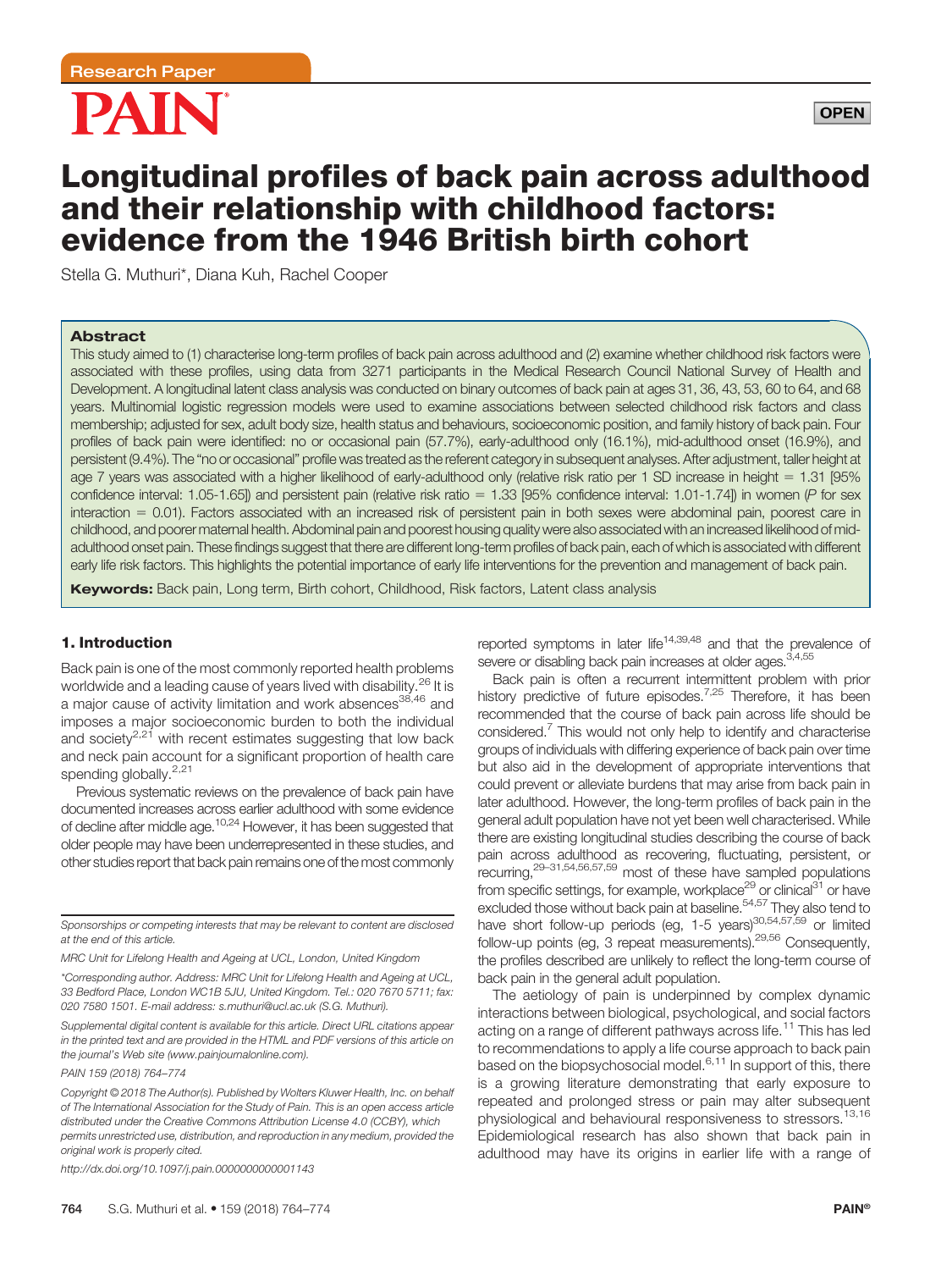Research Paper

PAIN

OPEN

# Longitudinal profiles of back pain across adulthood and their relationship with childhood factors: evidence from the 1946 British birth cohort

Stella G. Muthuri*, Diana Kuh, Rachel Cooper

## Abstract

This study aimed to (1) characterise long-term profiles of back pain across adulthood and (2) examine whether childhood risk factors were associated with these profiles, using data from 3271 participants in the Medical Research Council National Survey of Health and Development. A longitudinal latent class analysis was conducted on binary outcomes of back pain at ages 31, 36, 43, 53, 60 to 64, and 68 years. Multinomial logistic regression models were used to examine associations between selected childhood risk factors and class membership; adjusted for sex, adult body size, health status and behaviours, socioeconomic position, and family history of back pain. Four profiles of back pain were identified: no or occasional pain (57.7%), early-adulthood only (16.1%), mid-adulthood onset (16.9%), and persistent (9.4%). The "no or occasional" profile was treated as the referent category in subsequent analyses. After adjustment, taller height at age 7 years was associated with a higher likelihood of early-adulthood only (relative risk ratio per 1 SD increase in height = 1.31 [95% confidence interval: 1.05-1.65]) and persistent pain (relative risk ratio = 1.33 [95% confidence interval: 1.01-1.74]) in women (*P* for sex interaction = 0.01). Factors associated with an increased risk of persistent pain in both sexes were abdominal pain, poorest care in childhood, and poorer maternal health. Abdominal pain and poorest housing quality were also associated with an increased likelihood of mid-adulthood onset pain. These findings suggest that there are different long-term profiles of back pain, each of which is associated with different early life risk factors. This highlights the potential importance of early life interventions for the prevention and management of back pain.

**Keywords:** Back pain, Long term, Birth cohort, Childhood, Risk factors, Latent class analysis

## 1. Introduction

Back pain is one of the most commonly reported health problems worldwide and a leading cause of years lived with disability.[26] It is a major cause of activity limitation and work absences[38,46] and imposes a major socioeconomic burden to both the individual and society[2,21] with recent estimates suggesting that low back and neck pain account for a significant proportion of health care spending globally.[2,21]

Previous systematic reviews on the prevalence of back pain have documented increases across earlier adulthood with some evidence of decline after middle age.[10,24] However, it has been suggested that older people may have been underrepresented in these studies, and other studies report that back pain remains one of the most commonly reported symptoms in later life[14,39,48] and that the prevalence of severe or disabling back pain increases at older ages.[3,4,55]

Back pain is often a recurrent intermittent problem with prior history predictive of future episodes.[7,25] Therefore, it has been recommended that the course of back pain across life should be considered.[7] This would not only help to identify and characterise groups of individuals with differing experience of back pain over time but also aid in the development of appropriate interventions that could prevent or alleviate burdens that may arise from back pain in later adulthood. However, the long-term profiles of back pain in the general adult population have not yet been well characterised. While there are existing longitudinal studies describing the course of back pain across adulthood as recovering, fluctuating, persistent, or recurring,[29–31,54,56,57,59] most of these have sampled populations from specific settings, for example, workplace[29] or clinical[31] or have excluded those without back pain at baseline.[54,57] They also tend to have short follow-up periods (eg, 1-5 years)[30,54,57,59] or limited follow-up points (eg, 3 repeat measurements).[29,56] Consequently, the profiles described are unlikely to reflect the long-term course of back pain in the general adult population.

The aetiology of pain is underpinned by complex dynamic interactions between biological, psychological, and social factors acting on a range of different pathways across life.[11] This has led to recommendations to apply a life course approach to back pain based on the biopsychosocial model.[6,11] In support of this, there is a growing literature demonstrating that early exposure to repeated and prolonged stress or pain may alter subsequent physiological and behavioural responsiveness to stressors.[13,16] Epidemiological research has also shown that back pain in adulthood may have its origins in earlier life with a range of

*Sponsorships or competing interests that may be relevant to content are disclosed at the end of this article.*

*MRC Unit for Lifelong Health and Ageing at UCL, London, United Kingdom*

*\*Corresponding author. Address: MRC Unit for Lifelong Health and Ageing at UCL, 33 Bedford Place, London WC1B 5JU, United Kingdom. Tel.: 020 7670 5711; fax: 020 7580 1501. E-mail address: s.muthuri@ucl.ac.uk (S.G. Muthuri).*

*Supplemental digital content is available for this article. Direct URL citations appear in the printed text and are provided in the HTML and PDF versions of this article on the journal's Web site (www.painjournalonline.com).*

*PAIN 159 (2018) 764–774*

*Copyright © 2018 The Author(s). Published by Wolters Kluwer Health, Inc. on behalf of The International Association for the Study of Pain. This is an open access article distributed under the Creative Commons Attribution License 4.0 (CCBY), which permits unrestricted use, distribution, and reproduction in any medium, provided the original work is properly cited.*

*http://dx.doi.org/10.1097/j.pain.0000000000001143*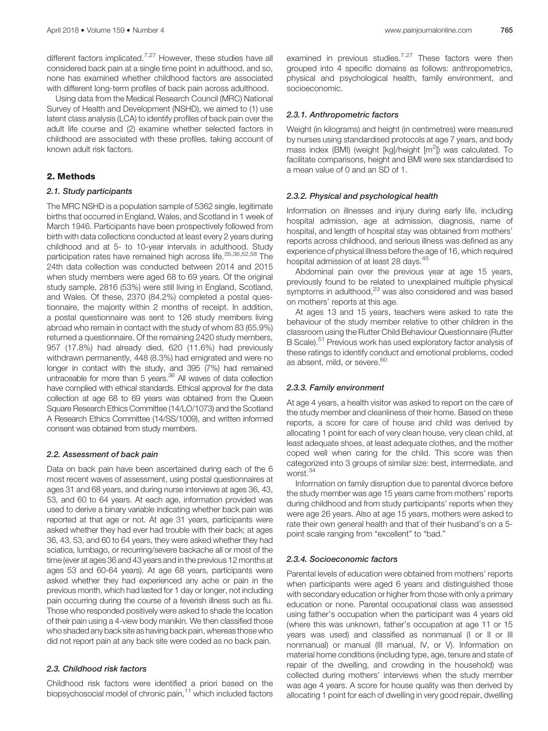different factors implicated.[7,27] However, these studies have all considered back pain at a single time point in adulthood, and so, none has examined whether childhood factors are associated with different long-term profiles of back pain across adulthood.

Using data from the Medical Research Council (MRC) National Survey of Health and Development (NSHD), we aimed to (1) use latent class analysis (LCA) to identify profiles of back pain over the adult life course and (2) examine whether selected factors in childhood are associated with these profiles, taking account of known adult risk factors.

## 2. Methods

### 2.1. Study participants

The MRC NSHD is a population sample of 5362 single, legitimate births that occurred in England, Wales, and Scotland in 1 week of March 1946. Participants have been prospectively followed from birth with data collections conducted at least every 2 years during childhood and at 5- to 10-year intervals in adulthood. Study participation rates have remained high across life.[35,36,52,58] The 24th data collection was conducted between 2014 and 2015 when study members were aged 68 to 69 years. Of the original study sample, 2816 (53%) were still living in England, Scotland, and Wales. Of these, 2370 (84.2%) completed a postal questionnaire, the majority within 2 months of receipt. In addition, a postal questionnaire was sent to 126 study members living abroad who remain in contact with the study of whom 83 (65.9%) returned a questionnaire. Of the remaining 2420 study members, 957 (17.8%) had already died, 620 (11.6%) had previously withdrawn permanently, 448 (8.3%) had emigrated and were no longer in contact with the study, and 395 (7%) had remained untraceable for more than 5 years.[36] All waves of data collection have complied with ethical standards. Ethical approval for the data collection at age 68 to 69 years was obtained from the Queen Square Research Ethics Committee (14/LO/1073) and the Scotland A Research Ethics Committee (14/SS/1009), and written informed consent was obtained from study members.

### 2.2. Assessment of back pain

Data on back pain have been ascertained during each of the 6 most recent waves of assessment, using postal questionnaires at ages 31 and 68 years, and during nurse interviews at ages 36, 43, 53, and 60 to 64 years. At each age, information provided was used to derive a binary variable indicating whether back pain was reported at that age or not. At age 31 years, participants were asked whether they had ever had trouble with their back; at ages 36, 43, 53, and 60 to 64 years, they were asked whether they had sciatica, lumbago, or recurring/severe backache all or most of the time (ever at ages 36 and 43 years and in the previous 12 months at ages 53 and 60-64 years). At age 68 years, participants were asked whether they had experienced any ache or pain in the previous month, which had lasted for 1 day or longer, not including pain occurring during the course of a feverish illness such as flu. Those who responded positively were asked to shade the location of their pain using a 4-view body manikin. We then classified those who shaded any back site as having back pain, whereas those who did not report pain at any back site were coded as no back pain.

### 2.3. Childhood risk factors

Childhood risk factors were identified a priori based on the biopsychosocial model of chronic pain,[11] which included factors examined in previous studies.[7,27] These factors were then grouped into 4 specific domains as follows: anthropometrics, physical and psychological health, family environment, and socioeconomic.

#### 2.3.1. Anthropometric factors

Weight (in kilograms) and height (in centimetres) were measured by nurses using standardised protocols at age 7 years, and body mass index (BMI) (weight [kg]/height [m$^2$]) was calculated. To facilitate comparisons, height and BMI were sex standardised to a mean value of 0 and an SD of 1.

#### 2.3.2. Physical and psychological health

Information on illnesses and injury during early life, including hospital admission, age at admission, diagnosis, name of hospital, and length of hospital stay was obtained from mothers' reports across childhood, and serious illness was defined as any experience of physical illness before the age of 16, which required hospital admission of at least 28 days.[45]

Abdominal pain over the previous year at age 15 years, previously found to be related to unexplained multiple physical symptoms in adulthood,[23] was also considered and was based on mothers' reports at this age.

At ages 13 and 15 years, teachers were asked to rate the behaviour of the study member relative to other children in the classroom using the Rutter Child Behaviour Questionnaire (Rutter B Scale).[51] Previous work has used exploratory factor analysis of these ratings to identify conduct and emotional problems, coded as absent, mild, or severe.[60]

#### 2.3.3. Family environment

At age 4 years, a health visitor was asked to report on the care of the study member and cleanliness of their home. Based on these reports, a score for care of house and child was derived by allocating 1 point for each of very clean house, very clean child, at least adequate shoes, at least adequate clothes, and the mother coped well when caring for the child. This score was then categorized into 3 groups of similar size: best, intermediate, and worst.[34]

Information on family disruption due to parental divorce before the study member was age 15 years came from mothers' reports during childhood and from study participants' reports when they were age 26 years. Also at age 15 years, mothers were asked to rate their own general health and that of their husband's on a 5-point scale ranging from "excellent" to "bad."

#### 2.3.4. Socioeconomic factors

Parental levels of education were obtained from mothers' reports when participants were aged 6 years and distinguished those with secondary education or higher from those with only a primary education or none. Parental occupational class was assessed using father's occupation when the participant was 4 years old (where this was unknown, father's occupation at age 11 or 15 years was used) and classified as nonmanual (I or II or III nonmanual) or manual (III manual, IV, or V). Information on material home conditions (including type, age, tenure and state of repair of the dwelling, and crowding in the household) was collected during mothers' interviews when the study member was age 4 years. A score for house quality was then derived by allocating 1 point for each of dwelling in very good repair, dwelling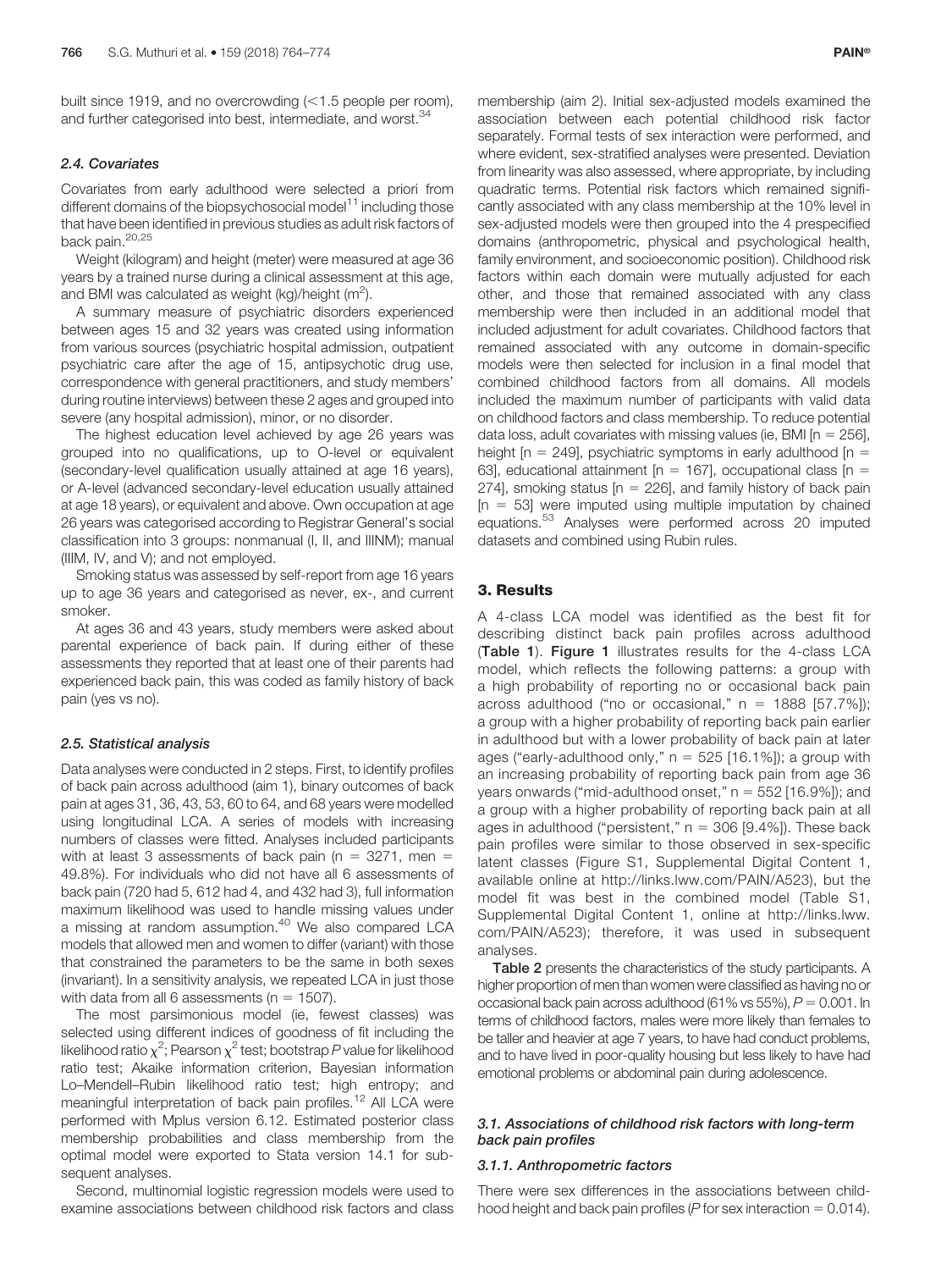built since 1919, and no overcrowding (<1.5 people per room), and further categorised into best, intermediate, and worst.[34]

### 2.4. Covariates

Covariates from early adulthood were selected a priori from different domains of the biopsychosocial model[11] including those that have been identified in previous studies as adult risk factors of back pain.[20,25]

Weight (kilogram) and height (meter) were measured at age 36 years by a trained nurse during a clinical assessment at this age, and BMI was calculated as weight (kg)/height ($m^2$).

A summary measure of psychiatric disorders experienced between ages 15 and 32 years was created using information from various sources (psychiatric hospital admission, outpatient psychiatric care after the age of 15, antipsychotic drug use, correspondence with general practitioners, and study members' during routine interviews) between these 2 ages and grouped into severe (any hospital admission), minor, or no disorder.

The highest education level achieved by age 26 years was grouped into no qualifications, up to O-level or equivalent (secondary-level qualification usually attained at age 16 years), or A-level (advanced secondary-level education usually attained at age 18 years), or equivalent and above. Own occupation at age 26 years was categorised according to Registrar General's social classification into 3 groups: nonmanual (I, II, and IIINM); manual (IIIM, IV, and V); and not employed.

Smoking status was assessed by self-report from age 16 years up to age 36 years and categorised as never, ex-, and current smoker.

At ages 36 and 43 years, study members were asked about parental experience of back pain. If during either of these assessments they reported that at least one of their parents had experienced back pain, this was coded as family history of back pain (yes vs no).

### 2.5. Statistical analysis

Data analyses were conducted in 2 steps. First, to identify profiles of back pain across adulthood (aim 1), binary outcomes of back pain at ages 31, 36, 43, 53, 60 to 64, and 68 years were modelled using longitudinal LCA. A series of models with increasing numbers of classes were fitted. Analyses included participants with at least 3 assessments of back pain (n = 3271, men = 49.8%). For individuals who did not have all 6 assessments of back pain (720 had 5, 612 had 4, and 432 had 3), full information maximum likelihood was used to handle missing values under a missing at random assumption.[40] We also compared LCA models that allowed men and women to differ (variant) with those that constrained the parameters to be the same in both sexes (invariant). In a sensitivity analysis, we repeated LCA in just those with data from all 6 assessments (n = 1507).

The most parsimonious model (ie, fewest classes) was selected using different indices of goodness of fit including the likelihood ratio $\chi^2$; Pearson $\chi^2$ test; bootstrap *P* value for likelihood ratio test; Akaike information criterion, Bayesian information Lo–Mendell–Rubin likelihood ratio test; high entropy; and meaningful interpretation of back pain profiles.[12] All LCA were performed with Mplus version 6.12. Estimated posterior class membership probabilities and class membership from the optimal model were exported to Stata version 14.1 for subsequent analyses.

Second, multinomial logistic regression models were used to examine associations between childhood risk factors and class membership (aim 2). Initial sex-adjusted models examined the association between each potential childhood risk factor separately. Formal tests of sex interaction were performed, and where evident, sex-stratified analyses were presented. Deviation from linearity was also assessed, where appropriate, by including quadratic terms. Potential risk factors which remained significantly associated with any class membership at the 10% level in sex-adjusted models were then grouped into the 4 prespecified domains (anthropometric, physical and psychological health, family environment, and socioeconomic position). Childhood risk factors within each domain were mutually adjusted for each other, and those that remained associated with any class membership were then included in an additional model that included adjustment for adult covariates. Childhood factors that remained associated with any outcome in domain-specific models were then selected for inclusion in a final model that combined childhood factors from all domains. All models included the maximum number of participants with valid data on childhood factors and class membership. To reduce potential data loss, adult covariates with missing values (ie, BMI [n = 256], height [n = 249], psychiatric symptoms in early adulthood [n = 63], educational attainment [n = 167], occupational class [n = 274], smoking status [n = 226], and family history of back pain [n = 53] were imputed using multiple imputation by chained equations.[53] Analyses were performed across 20 imputed datasets and combined using Rubin rules.

## 3. Results

A 4-class LCA model was identified as the best fit for describing distinct back pain profiles across adulthood (**Table 1**). **Figure 1** illustrates results for the 4-class LCA model, which reflects the following patterns: a group with a high probability of reporting no or occasional back pain across adulthood ("no or occasional," n = 1888 [57.7%]); a group with a higher probability of reporting back pain earlier in adulthood but with a lower probability of back pain at later ages ("early-adulthood only," n = 525 [16.1%]); a group with an increasing probability of reporting back pain from age 36 years onwards ("mid-adulthood onset," n = 552 [16.9%]); and a group with a higher probability of reporting back pain at all ages in adulthood ("persistent," n = 306 [9.4%]). These back pain profiles were similar to those observed in sex-specific latent classes (Figure S1, Supplemental Digital Content 1, available online at http://links.lww.com/PAIN/A523), but the model fit was best in the combined model (Table S1, Supplemental Digital Content 1, online at http://links.lww.com/PAIN/A523); therefore, it was used in subsequent analyses.

**Table 2** presents the characteristics of the study participants. A higher proportion of men than women were classified as having no or occasional back pain across adulthood (61% vs 55%), *P* = 0.001. In terms of childhood factors, males were more likely than females to be taller and heavier at age 7 years, to have had conduct problems, and to have lived in poor-quality housing but less likely to have had emotional problems or abdominal pain during adolescence.

### 3.1. Associations of childhood risk factors with long-term back pain profiles

#### 3.1.1. Anthropometric factors

There were sex differences in the associations between childhood height and back pain profiles (*P* for sex interaction = 0.014).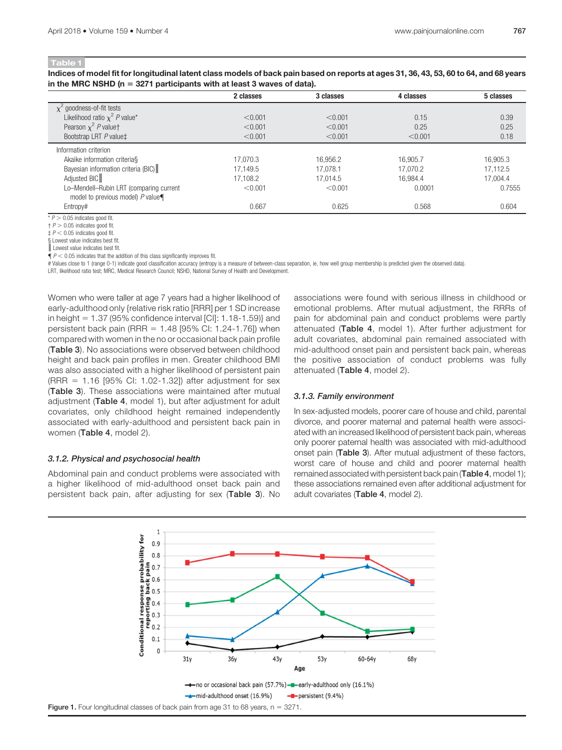**Table 1**

**Indices of model fit for longitudinal latent class models of back pain based on reports at ages 31, 36, 43, 53, 60 to 64, and 68 years in the MRC NSHD (n = 3271 participants with at least 3 waves of data).**

| | 2 classes | 3 classes | 4 classes | 5 classes |
|---|---|---|---|---|
| $\chi^2$ goodness-of-fit tests | | | | |
| Likelihood ratio $\chi^2$ $P$ value* | <0.001 | <0.001 | 0.15 | 0.39 |
| Pearson $\chi^2$ $P$ value† | <0.001 | <0.001 | 0.25 | 0.25 |
| Bootstrap LRT $P$ value‡ | <0.001 | <0.001 | <0.001 | 0.18 |
| Information criterion | | | | |
| Akaike information criteria§ | 17,070.3 | 16,956.2 | 16,905.7 | 16,905.3 |
| Bayesian information criteria (BIC)‖ | 17,149.5 | 17,078.1 | 17,070.2 | 17,112.5 |
| Adjusted BIC‖ | 17,108.2 | 17,014.5 | 16,984.4 | 17,004.4 |
| Lo–Mendell–Rubin LRT (comparing current model to previous model) $P$ value¶ | <0.001 | <0.001 | 0.0001 | 0.7555 |
| Entropy# | 0.667 | 0.625 | 0.568 | 0.604 |

\* $P > 0.05$ indicates good fit.
† $P > 0.05$ indicates good fit.
‡ $P < 0.05$ indicates good fit.
§ Lowest value indicates best fit.
‖ Lowest value indicates best fit.
¶ $P < 0.05$ indicates that the addition of this class significantly improves fit.
\# Values close to 1 (range 0-1) indicate good classification accuracy (entropy is a measure of between-class separation, ie, how well group membership is predicted given the observed data).
LRT, likelihood ratio test; MRC, Medical Research Council; NSHD, National Survey of Health and Development.

Women who were taller at age 7 years had a higher likelihood of early-adulthood only {relative risk ratio [RRR] per 1 SD increase in height = 1.37 (95% confidence interval [CI]: 1.18-1.59)} and persistent back pain (RRR = 1.48 [95% CI: 1.24-1.76]) when compared with women in the no or occasional back pain profile (**Table 3**). No associations were observed between childhood height and back pain profiles in men. Greater childhood BMI was also associated with a higher likelihood of persistent pain (RRR = 1.16 [95% CI: 1.02-1.32]) after adjustment for sex (**Table 3**). These associations were maintained after mutual adjustment (**Table 4**, model 1), but after adjustment for adult covariates, only childhood height remained independently associated with early-adulthood and persistent back pain in women (**Table 4**, model 2).

### 3.1.2. Physical and psychosocial health

Abdominal pain and conduct problems were associated with a higher likelihood of mid-adulthood onset back pain and persistent back pain, after adjusting for sex (**Table 3**). No associations were found with serious illness in childhood or emotional problems. After mutual adjustment, the RRRs of pain for abdominal pain and conduct problems were partly attenuated (**Table 4**, model 1). After further adjustment for adult covariates, abdominal pain remained associated with mid-adulthood onset pain and persistent back pain, whereas the positive association of conduct problems was fully attenuated (**Table 4**, model 2).

### 3.1.3. Family environment

In sex-adjusted models, poorer care of house and child, parental divorce, and poorer maternal and paternal health were associated with an increased likelihood of persistent back pain, whereas only poorer paternal health was associated with mid-adulthood onset pain (**Table 3**). After mutual adjustment of these factors, worst care of house and child and poorer maternal health remained associated with persistent back pain (**Table 4**, model 1); these associations remained even after additional adjustment for adult covariates (**Table 4**, model 2).

**Figure 1.** Four longitudinal classes of back pain from age 31 to 68 years, n = 3271.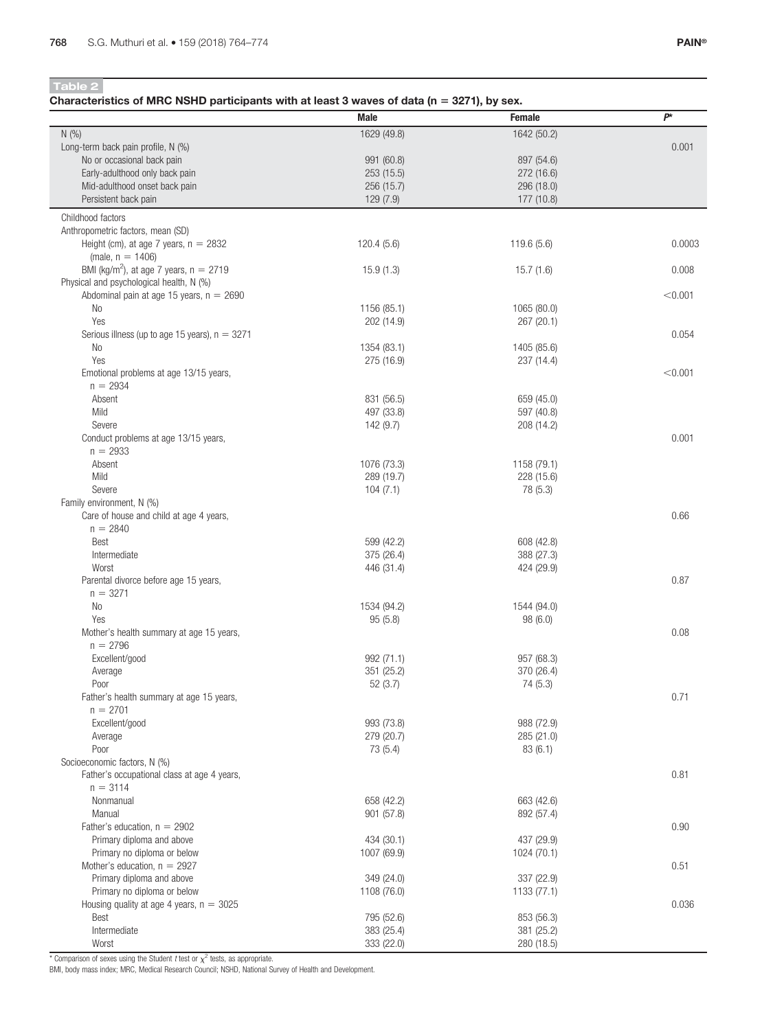**Table 2**

**Characteristics of MRC NSHD participants with at least 3 waves of data (n = 3271), by sex.**

| | Male | Female | $P$* |
|---|---|---|---|
| N (%) | 1629 (49.8) | 1642 (50.2) | |
| Long-term back pain profile, N (%) | | | 0.001 |
| No or occasional back pain | 991 (60.8) | 897 (54.6) | |
| Early-adulthood only back pain | 253 (15.5) | 272 (16.6) | |
| Mid-adulthood onset back pain | 256 (15.7) | 296 (18.0) | |
| Persistent back pain | 129 (7.9) | 177 (10.8) | |
| Childhood factors | | | |
| Anthropometric factors, mean (SD) | | | |
| Height (cm), at age 7 years, n = 2832 (male, n = 1406) | 120.4 (5.6) | 119.6 (5.6) | 0.0003 |
| BMI (kg/m$^2$), at age 7 years, n = 2719 | 15.9 (1.3) | 15.7 (1.6) | 0.008 |
| Physical and psychological health, N (%) | | | |
| Abdominal pain at age 15 years, n = 2690 | | | <0.001 |
| No | 1156 (85.1) | 1065 (80.0) | |
| Yes | 202 (14.9) | 267 (20.1) | |
| Serious illness (up to age 15 years), n = 3271 | | | 0.054 |
| No | 1354 (83.1) | 1405 (85.6) | |
| Yes | 275 (16.9) | 237 (14.4) | |
| Emotional problems at age 13/15 years, n = 2934 | | | <0.001 |
| Absent | 831 (56.5) | 659 (45.0) | |
| Mild | 497 (33.8) | 597 (40.8) | |
| Severe | 142 (9.7) | 208 (14.2) | |
| Conduct problems at age 13/15 years, n = 2933 | | | 0.001 |
| Absent | 1076 (73.3) | 1158 (79.1) | |
| Mild | 289 (19.7) | 228 (15.6) | |
| Severe | 104 (7.1) | 78 (5.3) | |
| Family environment, N (%) | | | |
| Care of house and child at age 4 years, n = 2840 | | | 0.66 |
| Best | 599 (42.2) | 608 (42.8) | |
| Intermediate | 375 (26.4) | 388 (27.3) | |
| Worst | 446 (31.4) | 424 (29.9) | |
| Parental divorce before age 15 years, n = 3271 | | | 0.87 |
| No | 1534 (94.2) | 1544 (94.0) | |
| Yes | 95 (5.8) | 98 (6.0) | |
| Mother's health summary at age 15 years, n = 2796 | | | 0.08 |
| Excellent/good | 992 (71.1) | 957 (68.3) | |
| Average | 351 (25.2) | 370 (26.4) | |
| Poor | 52 (3.7) | 74 (5.3) | |
| Father's health summary at age 15 years, n = 2701 | | | 0.71 |
| Excellent/good | 993 (73.8) | 988 (72.9) | |
| Average | 279 (20.7) | 285 (21.0) | |
| Poor | 73 (5.4) | 83 (6.1) | |
| Socioeconomic factors, N (%) | | | |
| Father's occupational class at age 4 years, n = 3114 | | | 0.81 |
| Nonmanual | 658 (42.2) | 663 (42.6) | |
| Manual | 901 (57.8) | 892 (57.4) | |
| Father's education, n = 2902 | | | 0.90 |
| Primary diploma and above | 434 (30.1) | 437 (29.9) | |
| Primary no diploma or below | 1007 (69.9) | 1024 (70.1) | |
| Mother's education, n = 2927 | | | 0.51 |
| Primary diploma and above | 349 (24.0) | 337 (22.9) | |
| Primary no diploma or below | 1108 (76.0) | 1133 (77.1) | |
| Housing quality at age 4 years, n = 3025 | | | 0.036 |
| Best | 795 (52.6) | 853 (56.3) | |
| Intermediate | 383 (25.4) | 381 (25.2) | |
| Worst | 333 (22.0) | 280 (18.5) | |

\* Comparison of sexes using the Student *t* test or $\chi^2$ tests, as appropriate.

BMI, body mass index; MRC, Medical Research Council; NSHD, National Survey of Health and Development.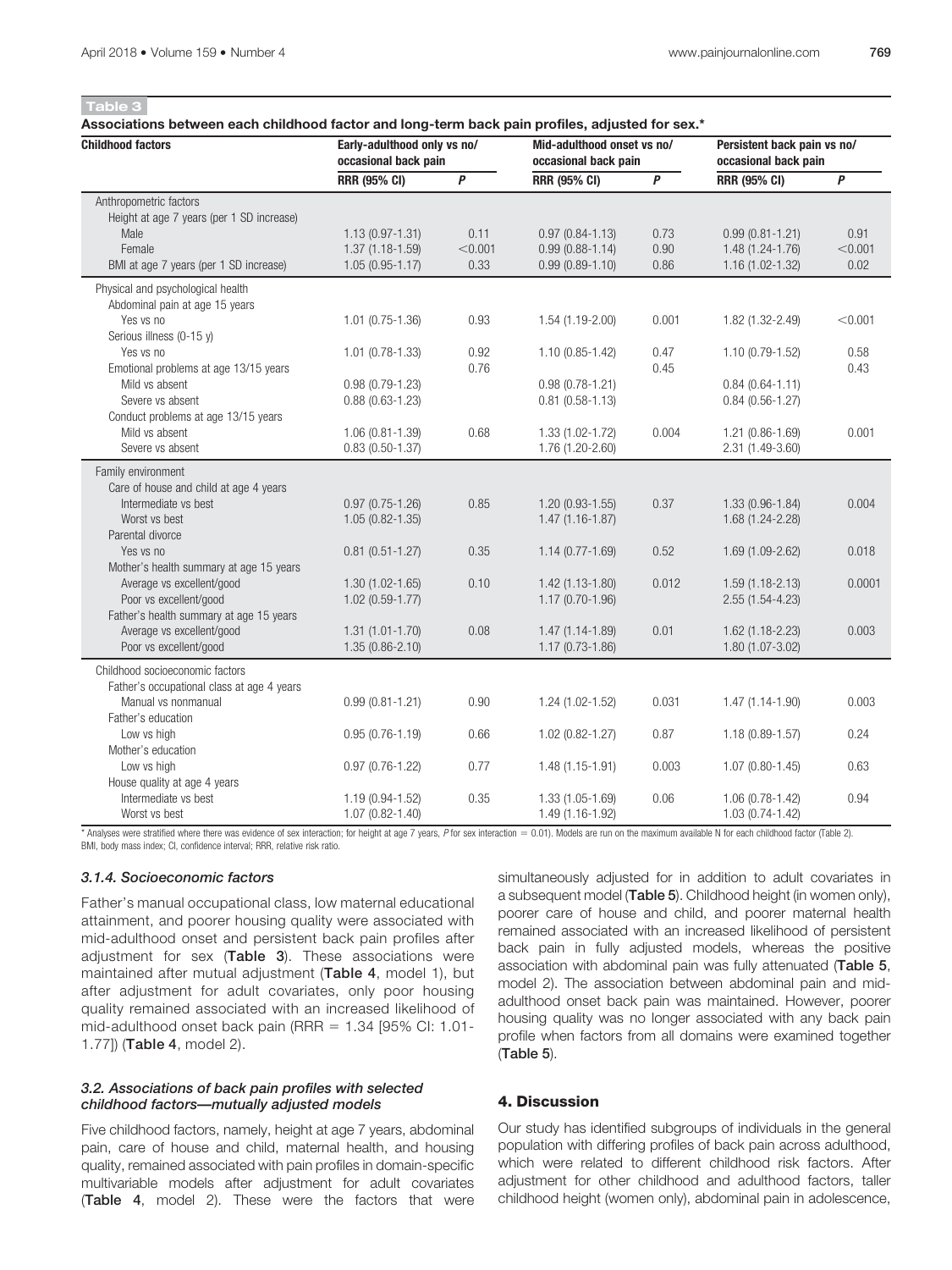**Table 3**

**Associations between each childhood factor and long-term back pain profiles, adjusted for sex.***

| Childhood factors | Early-adulthood only vs no/ occasional back pain | | Mid-adulthood onset vs no/ occasional back pain | | Persistent back pain vs no/ occasional back pain | |
|---|---|---|---|---|---|---|
| | RRR (95% CI) | P | RRR (95% CI) | P | RRR (95% CI) | P |
| Anthropometric factors | | | | | | |
| Height at age 7 years (per 1 SD increase) | | | | | | |
| Male | 1.13 (0.97-1.31) | 0.11 | 0.97 (0.84-1.13) | 0.73 | 0.99 (0.81-1.21) | 0.91 |
| Female | 1.37 (1.18-1.59) | <0.001 | 0.99 (0.88-1.14) | 0.90 | 1.48 (1.24-1.76) | <0.001 |
| BMI at age 7 years (per 1 SD increase) | 1.05 (0.95-1.17) | 0.33 | 0.99 (0.89-1.10) | 0.86 | 1.16 (1.02-1.32) | 0.02 |
| Physical and psychological health | | | | | | |
| Abdominal pain at age 15 years | | | | | | |
| Yes vs no | 1.01 (0.75-1.36) | 0.93 | 1.54 (1.19-2.00) | 0.001 | 1.82 (1.32-2.49) | <0.001 |
| Serious illness (0-15 y) | | | | | | |
| Yes vs no | 1.01 (0.78-1.33) | 0.92 | 1.10 (0.85-1.42) | 0.47 | 1.10 (0.79-1.52) | 0.58 |
| Emotional problems at age 13/15 years | | 0.76 | | 0.45 | | 0.43 |
| Mild vs absent | 0.98 (0.79-1.23) | | 0.98 (0.78-1.21) | | 0.84 (0.64-1.11) | |
| Severe vs absent | 0.88 (0.63-1.23) | | 0.81 (0.58-1.13) | | 0.84 (0.56-1.27) | |
| Conduct problems at age 13/15 years | | | | | | |
| Mild vs absent | 1.06 (0.81-1.39) | 0.68 | 1.33 (1.02-1.72) | 0.004 | 1.21 (0.86-1.69) | 0.001 |
| Severe vs absent | 0.83 (0.50-1.37) | | 1.76 (1.20-2.60) | | 2.31 (1.49-3.60) | |
| Family environment | | | | | | |
| Care of house and child at age 4 years | | | | | | |
| Intermediate vs best | 0.97 (0.75-1.26) | 0.85 | 1.20 (0.93-1.55) | 0.37 | 1.33 (0.96-1.84) | 0.004 |
| Worst vs best | 1.05 (0.82-1.35) | | 1.47 (1.16-1.87) | | 1.68 (1.24-2.28) | |
| Parental divorce | | | | | | |
| Yes vs no | 0.81 (0.51-1.27) | 0.35 | 1.14 (0.77-1.69) | 0.52 | 1.69 (1.09-2.62) | 0.018 |
| Mother's health summary at age 15 years | | | | | | |
| Average vs excellent/good | 1.30 (1.02-1.65) | 0.10 | 1.42 (1.13-1.80) | 0.012 | 1.59 (1.18-2.13) | 0.0001 |
| Poor vs excellent/good | 1.02 (0.59-1.77) | | 1.17 (0.70-1.96) | | 2.55 (1.54-4.23) | |
| Father's health summary at age 15 years | | | | | | |
| Average vs excellent/good | 1.31 (1.01-1.70) | 0.08 | 1.47 (1.14-1.89) | 0.01 | 1.62 (1.18-2.23) | 0.003 |
| Poor vs excellent/good | 1.35 (0.86-2.10) | | 1.17 (0.73-1.86) | | 1.80 (1.07-3.02) | |
| Childhood socioeconomic factors | | | | | | |
| Father's occupational class at age 4 years | | | | | | |
| Manual vs nonmanual | 0.99 (0.81-1.21) | 0.90 | 1.24 (1.02-1.52) | 0.031 | 1.47 (1.14-1.90) | 0.003 |
| Father's education | | | | | | |
| Low vs high | 0.95 (0.76-1.19) | 0.66 | 1.02 (0.82-1.27) | 0.87 | 1.18 (0.89-1.57) | 0.24 |
| Mother's education | | | | | | |
| Low vs high | 0.97 (0.76-1.22) | 0.77 | 1.48 (1.15-1.91) | 0.003 | 1.07 (0.80-1.45) | 0.63 |
| House quality at age 4 years | | | | | | |
| Intermediate vs best | 1.19 (0.94-1.52) | 0.35 | 1.33 (1.05-1.69) | 0.06 | 1.06 (0.78-1.42) | 0.94 |
| Worst vs best | 1.07 (0.82-1.40) | | 1.49 (1.16-1.92) | | 1.03 (0.74-1.42) | |

* Analyses were stratified where there was evidence of sex interaction; for height at age 7 years, P for sex interaction = 0.01). Models are run on the maximum available N for each childhood factor (Table 2).
BMI, body mass index; CI, confidence interval; RRR, relative risk ratio.

#### 3.1.4. Socioeconomic factors

Father's manual occupational class, low maternal educational attainment, and poorer housing quality were associated with mid-adulthood onset and persistent back pain profiles after adjustment for sex (**Table 3**). These associations were maintained after mutual adjustment (**Table 4**, model 1), but after adjustment for adult covariates, only poor housing quality remained associated with an increased likelihood of mid-adulthood onset back pain (RRR = 1.34 [95% CI: 1.01-1.77]) (**Table 4**, model 2).

### 3.2. Associations of back pain profiles with selected childhood factors—mutually adjusted models

Five childhood factors, namely, height at age 7 years, abdominal pain, care of house and child, maternal health, and housing quality, remained associated with pain profiles in domain-specific multivariable models after adjustment for adult covariates (**Table 4**, model 2). These were the factors that were simultaneously adjusted for in addition to adult covariates in a subsequent model (**Table 5**). Childhood height (in women only), poorer care of house and child, and poorer maternal health remained associated with an increased likelihood of persistent back pain in fully adjusted models, whereas the positive association with abdominal pain was fully attenuated (**Table 5**, model 2). The association between abdominal pain and mid-adulthood onset back pain was maintained. However, poorer housing quality was no longer associated with any back pain profile when factors from all domains were examined together (**Table 5**).

## 4. Discussion

Our study has identified subgroups of individuals in the general population with differing profiles of back pain across adulthood, which were related to different childhood risk factors. After adjustment for other childhood and adulthood factors, taller childhood height (women only), abdominal pain in adolescence,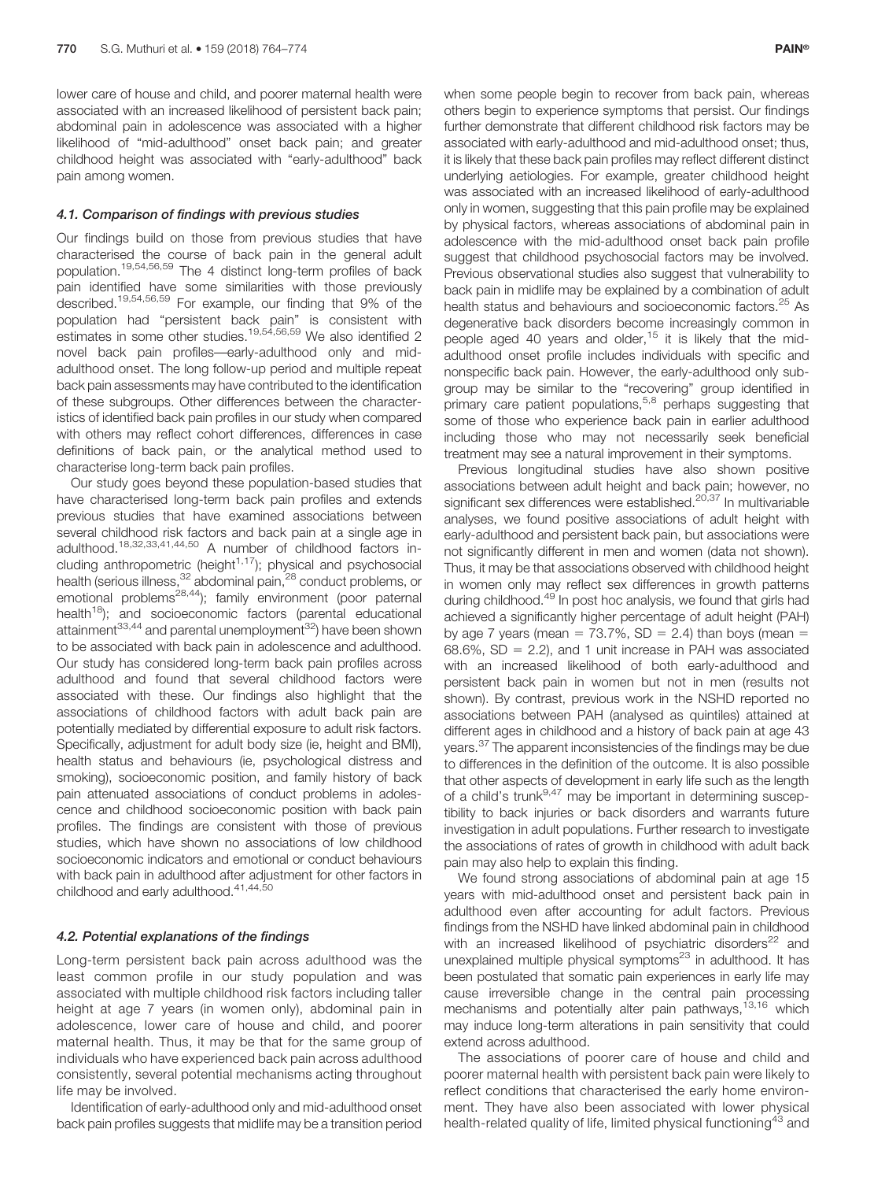lower care of house and child, and poorer maternal health were associated with an increased likelihood of persistent back pain; abdominal pain in adolescence was associated with a higher likelihood of "mid-adulthood" onset back pain; and greater childhood height was associated with "early-adulthood" back pain among women.

### 4.1. Comparison of findings with previous studies

Our findings build on those from previous studies that have characterised the course of back pain in the general adult population.[19,54,56,59] The 4 distinct long-term profiles of back pain identified have some similarities with those previously described.[19,54,56,59] For example, our finding that 9% of the population had "persistent back pain" is consistent with estimates in some other studies.[19,54,56,59] We also identified 2 novel back pain profiles—early-adulthood only and mid-adulthood onset. The long follow-up period and multiple repeat back pain assessments may have contributed to the identification of these subgroups. Other differences between the characteristics of identified back pain profiles in our study when compared with others may reflect cohort differences, differences in case definitions of back pain, or the analytical method used to characterise long-term back pain profiles.

Our study goes beyond these population-based studies that have characterised long-term back pain profiles and extends previous studies that have examined associations between several childhood risk factors and back pain at a single age in adulthood.[18,32,33,41,44,50] A number of childhood factors including anthropometric (height[1,17]); physical and psychosocial health (serious illness,[32] abdominal pain,[28] conduct problems, or emotional problems[28,44]); family environment (poor paternal health[18]); and socioeconomic factors (parental educational attainment[33,44] and parental unemployment[32]) have been shown to be associated with back pain in adolescence and adulthood. Our study has considered long-term back pain profiles across adulthood and found that several childhood factors were associated with these. Our findings also highlight that the associations of childhood factors with adult back pain are potentially mediated by differential exposure to adult risk factors. Specifically, adjustment for adult body size (ie, height and BMI), health status and behaviours (ie, psychological distress and smoking), socioeconomic position, and family history of back pain attenuated associations of conduct problems in adolescence and childhood socioeconomic position with back pain profiles. The findings are consistent with those of previous studies, which have shown no associations of low childhood socioeconomic indicators and emotional or conduct behaviours with back pain in adulthood after adjustment for other factors in childhood and early adulthood.[41,44,50]

### 4.2. Potential explanations of the findings

Long-term persistent back pain across adulthood was the least common profile in our study population and was associated with multiple childhood risk factors including taller height at age 7 years (in women only), abdominal pain in adolescence, lower care of house and child, and poorer maternal health. Thus, it may be that for the same group of individuals who have experienced back pain across adulthood consistently, several potential mechanisms acting throughout life may be involved.

Identification of early-adulthood only and mid-adulthood onset back pain profiles suggests that midlife may be a transition period when some people begin to recover from back pain, whereas others begin to experience symptoms that persist. Our findings further demonstrate that different childhood risk factors may be associated with early-adulthood and mid-adulthood onset; thus, it is likely that these back pain profiles may reflect different distinct underlying aetiologies. For example, greater childhood height was associated with an increased likelihood of early-adulthood only in women, suggesting that this pain profile may be explained by physical factors, whereas associations of abdominal pain in adolescence with the mid-adulthood onset back pain profile suggest that childhood psychosocial factors may be involved. Previous observational studies also suggest that vulnerability to back pain in midlife may be explained by a combination of adult health status and behaviours and socioeconomic factors.[25] As degenerative back disorders become increasingly common in people aged 40 years and older,[15] it is likely that the mid-adulthood onset profile includes individuals with specific and nonspecific back pain. However, the early-adulthood only subgroup may be similar to the "recovering" group identified in primary care patient populations,[5,8] perhaps suggesting that some of those who experience back pain in earlier adulthood including those who may not necessarily seek beneficial treatment may see a natural improvement in their symptoms.

Previous longitudinal studies have also shown positive associations between adult height and back pain; however, no significant sex differences were established.[20,37] In multivariable analyses, we found positive associations of adult height with early-adulthood and persistent back pain, but associations were not significantly different in men and women (data not shown). Thus, it may be that associations observed with childhood height in women only may reflect sex differences in growth patterns during childhood.[49] In post hoc analysis, we found that girls had achieved a significantly higher percentage of adult height (PAH) by age 7 years (mean = 73.7%, SD = 2.4) than boys (mean = 68.6%, SD = 2.2), and 1 unit increase in PAH was associated with an increased likelihood of both early-adulthood and persistent back pain in women but not in men (results not shown). By contrast, previous work in the NSHD reported no associations between PAH (analysed as quintiles) attained at different ages in childhood and a history of back pain at age 43 years.[37] The apparent inconsistencies of the findings may be due to differences in the definition of the outcome. It is also possible that other aspects of development in early life such as the length of a child's trunk[9,47] may be important in determining susceptibility to back injuries or back disorders and warrants future investigation in adult populations. Further research to investigate the associations of rates of growth in childhood with adult back pain may also help to explain this finding.

We found strong associations of abdominal pain at age 15 years with mid-adulthood onset and persistent back pain in adulthood even after accounting for adult factors. Previous findings from the NSHD have linked abdominal pain in childhood with an increased likelihood of psychiatric disorders[22] and unexplained multiple physical symptoms[23] in adulthood. It has been postulated that somatic pain experiences in early life may cause irreversible change in the central pain processing mechanisms and potentially alter pain pathways,[13,16] which may induce long-term alterations in pain sensitivity that could extend across adulthood.

The associations of poorer care of house and child and poorer maternal health with persistent back pain were likely to reflect conditions that characterised the early home environment. They have also been associated with lower physical health-related quality of life, limited physical functioning[43] and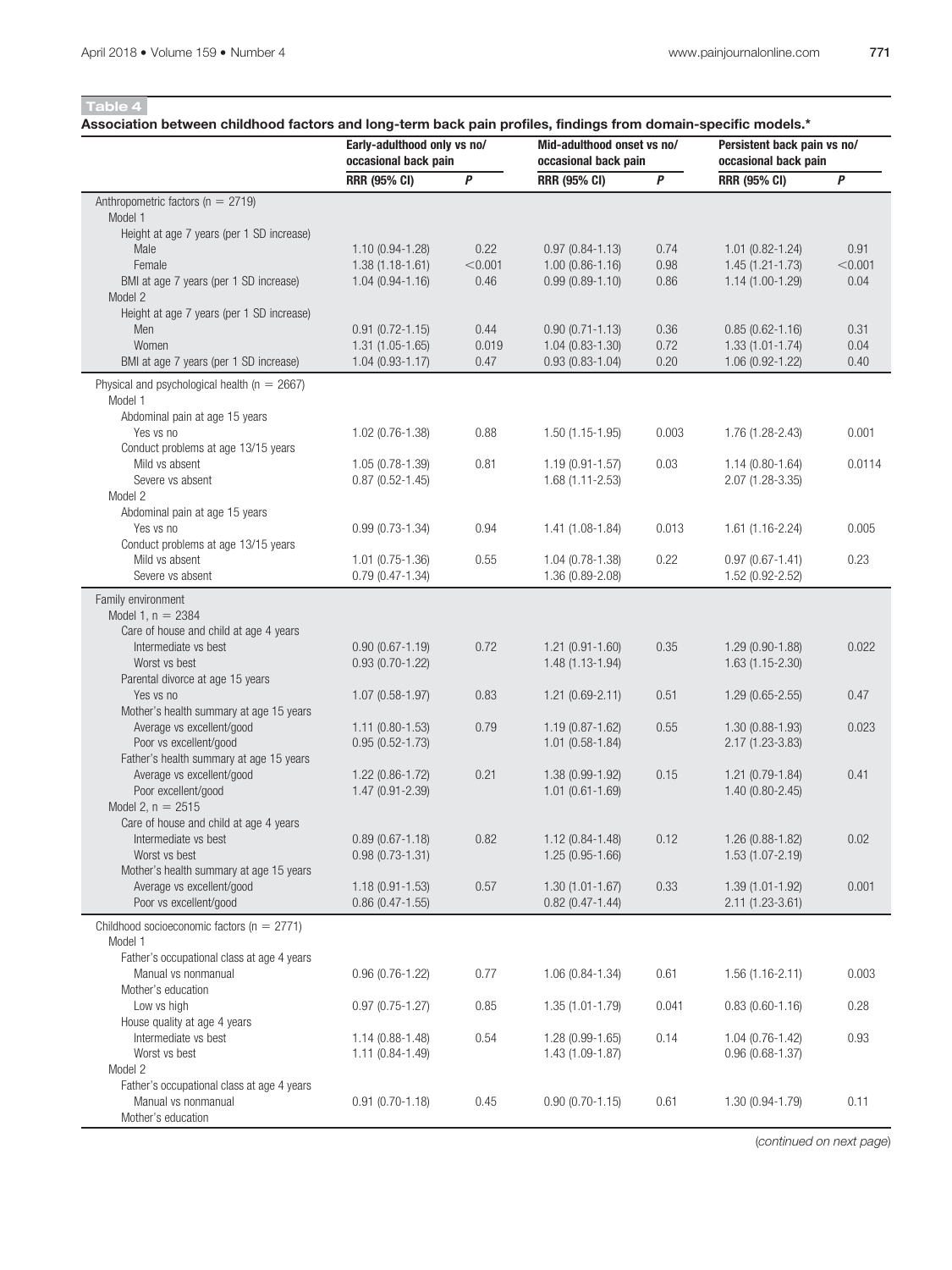**Table 4**

**Association between childhood factors and long-term back pain profiles, findings from domain-specific models.***

| | Early-adulthood only vs no/ occasional back pain | | Mid-adulthood onset vs no/ occasional back pain | | Persistent back pain vs no/ occasional back pain | |
|---|---|---|---|---|---|---|
| | RRR (95% CI) | P | RRR (95% CI) | P | RRR (95% CI) | P |
| Anthropometric factors (n = 2719) | | | | | | |
| Model 1 | | | | | | |
| Height at age 7 years (per 1 SD increase) | | | | | | |
| Male | 1.10 (0.94-1.28) | 0.22 | 0.97 (0.84-1.13) | 0.74 | 1.01 (0.82-1.24) | 0.91 |
| Female | 1.38 (1.18-1.61) | <0.001 | 1.00 (0.86-1.16) | 0.98 | 1.45 (1.21-1.73) | <0.001 |
| BMI at age 7 years (per 1 SD increase) | 1.04 (0.94-1.16) | 0.46 | 0.99 (0.89-1.10) | 0.86 | 1.14 (1.00-1.29) | 0.04 |
| Model 2 | | | | | | |
| Height at age 7 years (per 1 SD increase) | | | | | | |
| Men | 0.91 (0.72-1.15) | 0.44 | 0.90 (0.71-1.13) | 0.36 | 0.85 (0.62-1.16) | 0.31 |
| Women | 1.31 (1.05-1.65) | 0.019 | 1.04 (0.83-1.30) | 0.72 | 1.33 (1.01-1.74) | 0.04 |
| BMI at age 7 years (per 1 SD increase) | 1.04 (0.93-1.17) | 0.47 | 0.93 (0.83-1.04) | 0.20 | 1.06 (0.92-1.22) | 0.40 |
| Physical and psychological health (n = 2667) | | | | | | |
| Model 1 | | | | | | |
| Abdominal pain at age 15 years | | | | | | |
| Yes vs no | 1.02 (0.76-1.38) | 0.88 | 1.50 (1.15-1.95) | 0.003 | 1.76 (1.28-2.43) | 0.001 |
| Conduct problems at age 13/15 years | | | | | | |
| Mild vs absent | 1.05 (0.78-1.39) | 0.81 | 1.19 (0.91-1.57) | 0.03 | 1.14 (0.80-1.64) | 0.0114 |
| Severe vs absent | 0.87 (0.52-1.45) | | 1.68 (1.11-2.53) | | 2.07 (1.28-3.35) | |
| Model 2 | | | | | | |
| Abdominal pain at age 15 years | | | | | | |
| Yes vs no | 0.99 (0.73-1.34) | 0.94 | 1.41 (1.08-1.84) | 0.013 | 1.61 (1.16-2.24) | 0.005 |
| Conduct problems at age 13/15 years | | | | | | |
| Mild vs absent | 1.01 (0.75-1.36) | 0.55 | 1.04 (0.78-1.38) | 0.22 | 0.97 (0.67-1.41) | 0.23 |
| Severe vs absent | 0.79 (0.47-1.34) | | 1.36 (0.89-2.08) | | 1.52 (0.92-2.52) | |
| Family environment | | | | | | |
| Model 1, n = 2384 | | | | | | |
| Care of house and child at age 4 years | | | | | | |
| Intermediate vs best | 0.90 (0.67-1.19) | 0.72 | 1.21 (0.91-1.60) | 0.35 | 1.29 (0.90-1.88) | 0.022 |
| Worst vs best | 0.93 (0.70-1.22) | | 1.48 (1.13-1.94) | | 1.63 (1.15-2.30) | |
| Parental divorce at age 15 years | | | | | | |
| Yes vs no | 1.07 (0.58-1.97) | 0.83 | 1.21 (0.69-2.11) | 0.51 | 1.29 (0.65-2.55) | 0.47 |
| Mother's health summary at age 15 years | | | | | | |
| Average vs excellent/good | 1.11 (0.80-1.53) | 0.79 | 1.19 (0.87-1.62) | 0.55 | 1.30 (0.88-1.93) | 0.023 |
| Poor vs excellent/good | 0.95 (0.52-1.73) | | 1.01 (0.58-1.84) | | 2.17 (1.23-3.83) | |
| Father's health summary at age 15 years | | | | | | |
| Average vs excellent/good | 1.22 (0.86-1.72) | 0.21 | 1.38 (0.99-1.92) | 0.15 | 1.21 (0.79-1.84) | 0.41 |
| Poor excellent/good | 1.47 (0.91-2.39) | | 1.01 (0.61-1.69) | | 1.40 (0.80-2.45) | |
| Model 2, n = 2515 | | | | | | |
| Care of house and child at age 4 years | | | | | | |
| Intermediate vs best | 0.89 (0.67-1.18) | 0.82 | 1.12 (0.84-1.48) | 0.12 | 1.26 (0.88-1.82) | 0.02 |
| Worst vs best | 0.98 (0.73-1.31) | | 1.25 (0.95-1.66) | | 1.53 (1.07-2.19) | |
| Mother's health summary at age 15 years | | | | | | |
| Average vs excellent/good | 1.18 (0.91-1.53) | 0.57 | 1.30 (1.01-1.67) | 0.33 | 1.39 (1.01-1.92) | 0.001 |
| Poor vs excellent/good | 0.86 (0.47-1.55) | | 0.82 (0.47-1.44) | | 2.11 (1.23-3.61) | |
| Childhood socioeconomic factors (n = 2771) | | | | | | |
| Model 1 | | | | | | |
| Father's occupational class at age 4 years | | | | | | |
| Manual vs nonmanual | 0.96 (0.76-1.22) | 0.77 | 1.06 (0.84-1.34) | 0.61 | 1.56 (1.16-2.11) | 0.003 |
| Mother's education | | | | | | |
| Low vs high | 0.97 (0.75-1.27) | 0.85 | 1.35 (1.01-1.79) | 0.041 | 0.83 (0.60-1.16) | 0.28 |
| House quality at age 4 years | | | | | | |
| Intermediate vs best | 1.14 (0.88-1.48) | 0.54 | 1.28 (0.99-1.65) | 0.14 | 1.04 (0.76-1.42) | 0.93 |
| Worst vs best | 1.11 (0.84-1.49) | | 1.43 (1.09-1.87) | | 0.96 (0.68-1.37) | |
| Model 2 | | | | | | |
| Father's occupational class at age 4 years | | | | | | |
| Manual vs nonmanual | 0.91 (0.70-1.18) | 0.45 | 0.90 (0.70-1.15) | 0.61 | 1.30 (0.94-1.79) | 0.11 |
| Mother's education | | | | | | |

(*continued on next page*)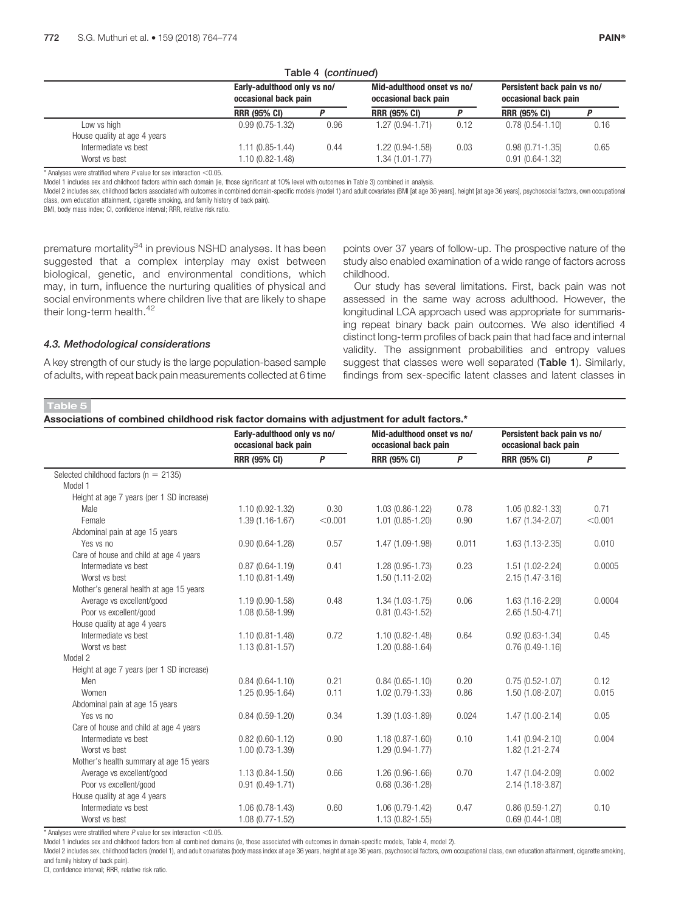Table 4 (continued)

| | Early-adulthood only vs no/ occasional back pain | | Mid-adulthood onset vs no/ occasional back pain | | Persistent back pain vs no/ occasional back pain | |
|---|---|---|---|---|---|---|
| | RRR (95% CI) | P | RRR (95% CI) | P | RRR (95% CI) | P |
| Low vs high | 0.99 (0.75-1.32) | 0.96 | 1.27 (0.94-1.71) | 0.12 | 0.78 (0.54-1.10) | 0.16 |
| House quality at age 4 years | | | | | | |
| Intermediate vs best | 1.11 (0.85-1.44) | 0.44 | 1.22 (0.94-1.58) | 0.03 | 0.98 (0.71-1.35) | 0.65 |
| Worst vs best | 1.10 (0.82-1.48) | | 1.34 (1.01-1.77) | | 0.91 (0.64-1.32) | |

* Analyses were stratified where P value for sex interaction <0.05.

Model 1 includes sex and childhood factors within each domain (ie, those significant at 10% level with outcomes in Table 3) combined in analysis.

Model 2 includes sex, childhood factors associated with outcomes in combined domain-specific models (model 1) and adult covariates (BMI [at age 36 years], height [at age 36 years], psychosocial factors, own occupational class, own education attainment, cigarette smoking, and family history of back pain).

BMI, body mass index; CI, confidence interval; RRR, relative risk ratio.

premature mortality[34] in previous NSHD analyses. It has been suggested that a complex interplay may exist between biological, genetic, and environmental conditions, which may, in turn, influence the nurturing qualities of physical and social environments where children live that are likely to shape their long-term health.[42]

### 4.3. Methodological considerations

A key strength of our study is the large population-based sample of adults, with repeat back pain measurements collected at 6 time points over 37 years of follow-up. The prospective nature of the study also enabled examination of a wide range of factors across childhood.

Our study has several limitations. First, back pain was not assessed in the same way across adulthood. However, the longitudinal LCA approach used was appropriate for summarising repeat binary back pain outcomes. We also identified 4 distinct long-term profiles of back pain that had face and internal validity. The assignment probabilities and entropy values suggest that classes were well separated (**Table 1**). Similarly, findings from sex-specific latent classes and latent classes in

**Table 5**

**Associations of combined childhood risk factor domains with adjustment for adult factors.***

| | Early-adulthood only vs no/ occasional back pain | | Mid-adulthood onset vs no/ occasional back pain | | Persistent back pain vs no/ occasional back pain | |
|---|---|---|---|---|---|---|
| | RRR (95% CI) | P | RRR (95% CI) | P | RRR (95% CI) | P |
| Selected childhood factors (n = 2135) | | | | | | |
| Model 1 | | | | | | |
| Height at age 7 years (per 1 SD increase) | | | | | | |
| Male | 1.10 (0.92-1.32) | 0.30 | 1.03 (0.86-1.22) | 0.78 | 1.05 (0.82-1.33) | 0.71 |
| Female | 1.39 (1.16-1.67) | <0.001 | 1.01 (0.85-1.20) | 0.90 | 1.67 (1.34-2.07) | <0.001 |
| Abdominal pain at age 15 years | | | | | | |
| Yes vs no | 0.90 (0.64-1.28) | 0.57 | 1.47 (1.09-1.98) | 0.011 | 1.63 (1.13-2.35) | 0.010 |
| Care of house and child at age 4 years | | | | | | |
| Intermediate vs best | 0.87 (0.64-1.19) | 0.41 | 1.28 (0.95-1.73) | 0.23 | 1.51 (1.02-2.24) | 0.0005 |
| Worst vs best | 1.10 (0.81-1.49) | | 1.50 (1.11-2.02) | | 2.15 (1.47-3.16) | |
| Mother's general health at age 15 years | | | | | | |
| Average vs excellent/good | 1.19 (0.90-1.58) | 0.48 | 1.34 (1.03-1.75) | 0.06 | 1.63 (1.16-2.29) | 0.0004 |
| Poor vs excellent/good | 1.08 (0.58-1.99) | | 0.81 (0.43-1.52) | | 2.65 (1.50-4.71) | |
| House quality at age 4 years | | | | | | |
| Intermediate vs best | 1.10 (0.81-1.48) | 0.72 | 1.10 (0.82-1.48) | 0.64 | 0.92 (0.63-1.34) | 0.45 |
| Worst vs best | 1.13 (0.81-1.57) | | 1.20 (0.88-1.64) | | 0.76 (0.49-1.16) | |
| Model 2 | | | | | | |
| Height at age 7 years (per 1 SD increase) | | | | | | |
| Men | 0.84 (0.64-1.10) | 0.21 | 0.84 (0.65-1.10) | 0.20 | 0.75 (0.52-1.07) | 0.12 |
| Women | 1.25 (0.95-1.64) | 0.11 | 1.02 (0.79-1.33) | 0.86 | 1.50 (1.08-2.07) | 0.015 |
| Abdominal pain at age 15 years | | | | | | |
| Yes vs no | 0.84 (0.59-1.20) | 0.34 | 1.39 (1.03-1.89) | 0.024 | 1.47 (1.00-2.14) | 0.05 |
| Care of house and child at age 4 years | | | | | | |
| Intermediate vs best | 0.82 (0.60-1.12) | 0.90 | 1.18 (0.87-1.60) | 0.10 | 1.41 (0.94-2.10) | 0.004 |
| Worst vs best | 1.00 (0.73-1.39) | | 1.29 (0.94-1.77) | | 1.82 (1.21-2.74 | |
| Mother's health summary at age 15 years | | | | | | |
| Average vs excellent/good | 1.13 (0.84-1.50) | 0.66 | 1.26 (0.96-1.66) | 0.70 | 1.47 (1.04-2.09) | 0.002 |
| Poor vs excellent/good | 0.91 (0.49-1.71) | | 0.68 (0.36-1.28) | | 2.14 (1.18-3.87) | |
| House quality at age 4 years | | | | | | |
| Intermediate vs best | 1.06 (0.78-1.43) | 0.60 | 1.06 (0.79-1.42) | 0.47 | 0.86 (0.59-1.27) | 0.10 |
| Worst vs best | 1.08 (0.77-1.52) | | 1.13 (0.82-1.55) | | 0.69 (0.44-1.08) | |

* Analyses were stratified where P value for sex interaction <0.05.

Model 1 includes sex and childhood factors from all combined domains (ie, those associated with outcomes in domain-specific models, Table 4, model 2).

Model 2 includes sex, childhood factors (model 1), and adult covariates (body mass index at age 36 years, height at age 36 years, psychosocial factors, own occupational class, own education attainment, cigarette smoking, and family history of back pain).

CI, confidence interval; RRR, relative risk ratio.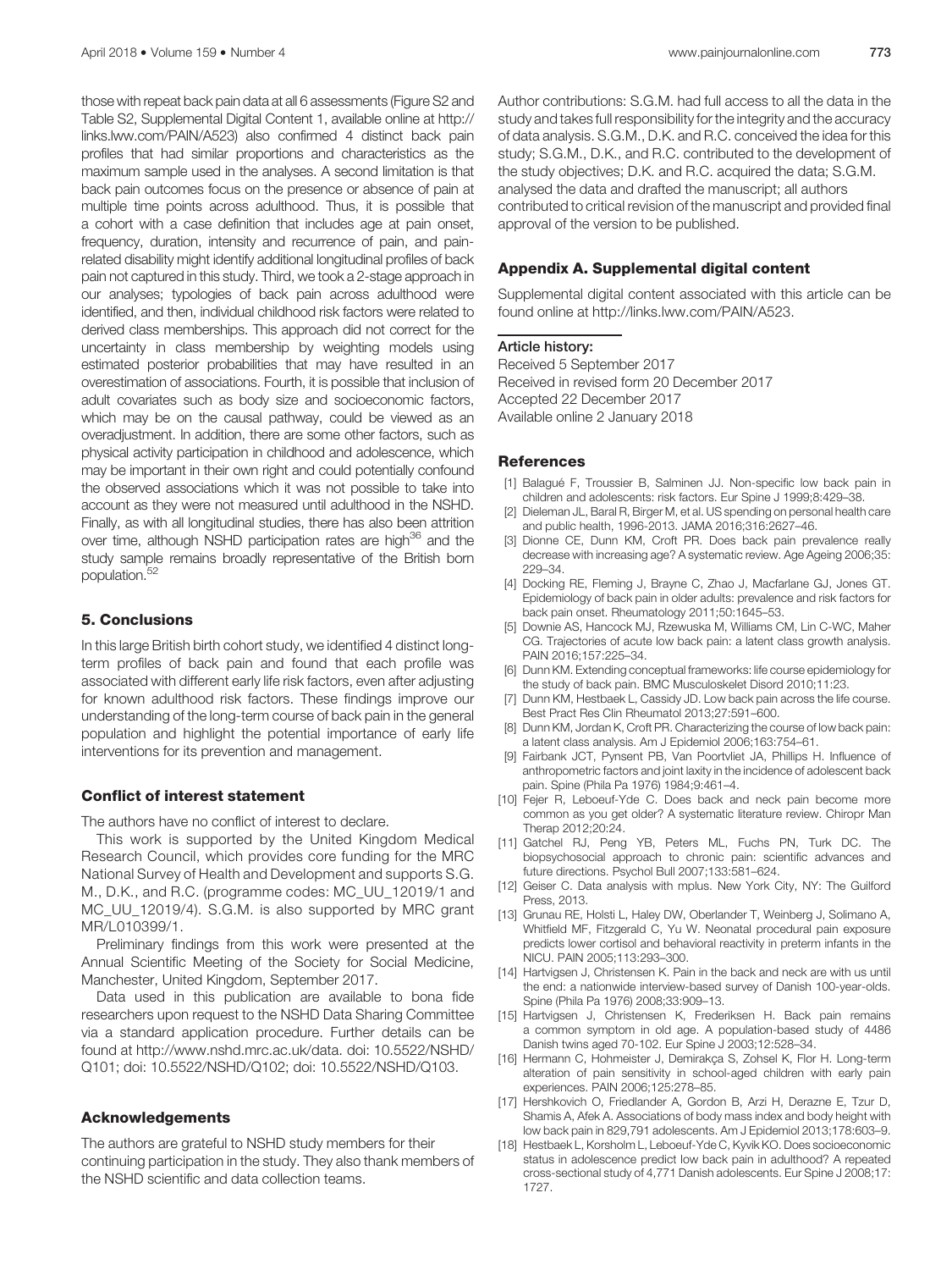those with repeat back pain data at all 6 assessments (Figure S2 and Table S2, Supplemental Digital Content 1, available online at http://links.lww.com/PAIN/A523) also confirmed 4 distinct back pain profiles that had similar proportions and characteristics as the maximum sample used in the analyses. A second limitation is that back pain outcomes focus on the presence or absence of pain at multiple time points across adulthood. Thus, it is possible that a cohort with a case definition that includes age at pain onset, frequency, duration, intensity and recurrence of pain, and pain-related disability might identify additional longitudinal profiles of back pain not captured in this study. Third, we took a 2-stage approach in our analyses; typologies of back pain across adulthood were identified, and then, individual childhood risk factors were related to derived class memberships. This approach did not correct for the uncertainty in class membership by weighting models using estimated posterior probabilities that may have resulted in an overestimation of associations. Fourth, it is possible that inclusion of adult covariates such as body size and socioeconomic factors, which may be on the causal pathway, could be viewed as an overadjustment. In addition, there are some other factors, such as physical activity participation in childhood and adolescence, which may be important in their own right and could potentially confound the observed associations which it was not possible to take into account as they were not measured until adulthood in the NSHD. Finally, as with all longitudinal studies, there has also been attrition over time, although NSHD participation rates are high[36] and the study sample remains broadly representative of the British born population.[52]

## 5. Conclusions

In this large British birth cohort study, we identified 4 distinct long-term profiles of back pain and found that each profile was associated with different early life risk factors, even after adjusting for known adulthood risk factors. These findings improve our understanding of the long-term course of back pain in the general population and highlight the potential importance of early life interventions for its prevention and management.

### Conflict of interest statement

The authors have no conflict of interest to declare.

This work is supported by the United Kingdom Medical Research Council, which provides core funding for the MRC National Survey of Health and Development and supports S.G. M., D.K., and R.C. (programme codes: MC_UU_12019/1 and MC_UU_12019/4). S.G.M. is also supported by MRC grant MR/L010399/1.

Preliminary findings from this work were presented at the Annual Scientific Meeting of the Society for Social Medicine, Manchester, United Kingdom, September 2017.

Data used in this publication are available to bona fide researchers upon request to the NSHD Data Sharing Committee via a standard application procedure. Further details can be found at http://www.nshd.mrc.ac.uk/data. doi: 10.5522/NSHD/Q101; doi: 10.5522/NSHD/Q102; doi: 10.5522/NSHD/Q103.

### Acknowledgements

The authors are grateful to NSHD study members for their continuing participation in the study. They also thank members of the NSHD scientific and data collection teams.

Author contributions: S.G.M. had full access to all the data in the study and takes full responsibility for the integrity and the accuracy of data analysis. S.G.M., D.K. and R.C. conceived the idea for this study; S.G.M., D.K., and R.C. contributed to the development of the study objectives; D.K. and R.C. acquired the data; S.G.M. analysed the data and drafted the manuscript; all authors contributed to critical revision of the manuscript and provided final approval of the version to be published.

### Appendix A. Supplemental digital content

Supplemental digital content associated with this article can be found online at http://links.lww.com/PAIN/A523.

#### Article history:

Received 5 September 2017
Received in revised form 20 December 2017
Accepted 22 December 2017
Available online 2 January 2018

### References

[1] Balagué F, Troussier B, Salminen JJ. Non-specific low back pain in children and adolescents: risk factors. Eur Spine J 1999;8:429–38.

[2] Dieleman JL, Baral R, Birger M, et al. US spending on personal health care and public health, 1996-2013. JAMA 2016;316:2627–46.

[3] Dionne CE, Dunn KM, Croft PR. Does back pain prevalence really decrease with increasing age? A systematic review. Age Ageing 2006;35: 229–34.

[4] Docking RE, Fleming J, Brayne C, Zhao J, Macfarlane GJ, Jones GT. Epidemiology of back pain in older adults: prevalence and risk factors for back pain onset. Rheumatology 2011;50:1645–53.

[5] Downie AS, Hancock MJ, Rzewuska M, Williams CM, Lin C-WC, Maher CG. Trajectories of acute low back pain: a latent class growth analysis. PAIN 2016;157:225–34.

[6] Dunn KM. Extending conceptual frameworks: life course epidemiology for the study of back pain. BMC Musculoskelet Disord 2010;11:23.

[7] Dunn KM, Hestbaek L, Cassidy JD. Low back pain across the life course. Best Pract Res Clin Rheumatol 2013;27:591–600.

[8] Dunn KM, Jordan K, Croft PR. Characterizing the course of low back pain: a latent class analysis. Am J Epidemiol 2006;163:754–61.

[9] Fairbank JCT, Pynsent PB, Van Poortvliet JA, Phillips H. Influence of anthropometric factors and joint laxity in the incidence of adolescent back pain. Spine (Phila Pa 1976) 1984;9:461–4.

[10] Fejer R, Leboeuf-Yde C. Does back and neck pain become more common as you get older? A systematic literature review. Chiropr Man Therap 2012;20:24.

[11] Gatchel RJ, Peng YB, Peters ML, Fuchs PN, Turk DC. The biopsychosocial approach to chronic pain: scientific advances and future directions. Psychol Bull 2007;133:581–624.

[12] Geiser C. Data analysis with mplus. New York City, NY: The Guilford Press, 2013.

[13] Grunau RE, Holsti L, Haley DW, Oberlander T, Weinberg J, Solimano A, Whitfield MF, Fitzgerald C, Yu W. Neonatal procedural pain exposure predicts lower cortisol and behavioral reactivity in preterm infants in the NICU. PAIN 2005;113:293–300.

[14] Hartvigsen J, Christensen K. Pain in the back and neck are with us until the end: a nationwide interview-based survey of Danish 100-year-olds. Spine (Phila Pa 1976) 2008;33:909–13.

[15] Hartvigsen J, Christensen K, Frederiksen H. Back pain remains a common symptom in old age. A population-based study of 4486 Danish twins aged 70-102. Eur Spine J 2003;12:528–34.

[16] Hermann C, Hohmeister J, Demirakça S, Zohsel K, Flor H. Long-term alteration of pain sensitivity in school-aged children with early pain experiences. PAIN 2006;125:278–85.

[17] Hershkovich O, Friedlander A, Gordon B, Arzi H, Derazne E, Tzur D, Shamis A, Afek A. Associations of body mass index and body height with low back pain in 829,791 adolescents. Am J Epidemiol 2013;178:603–9.

[18] Hestbaek L, Korsholm L, Leboeuf-Yde C, Kyvik KO. Does socioeconomic status in adolescence predict low back pain in adulthood? A repeated cross-sectional study of 4,771 Danish adolescents. Eur Spine J 2008;17: 1727.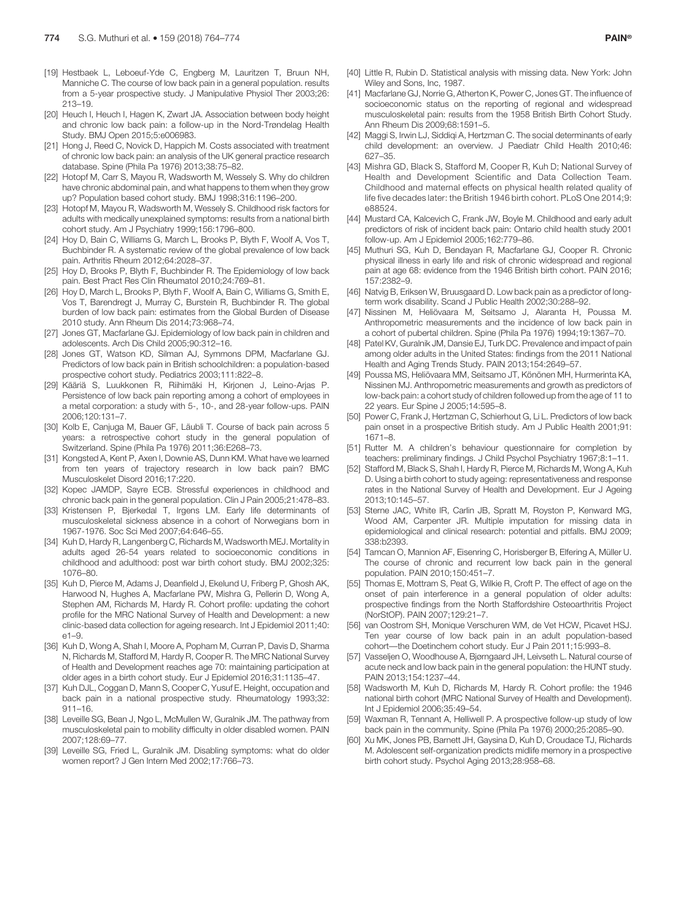[19] Hestbaek L, Leboeuf-Yde C, Engberg M, Lauritzen T, Bruun NH, Manniche C. The course of low back pain in a general population. results from a 5-year prospective study. J Manipulative Physiol Ther 2003;26: 213–19.

[20] Heuch I, Heuch I, Hagen K, Zwart JA. Association between body height and chronic low back pain: a follow-up in the Nord-Trøndelag Health Study. BMJ Open 2015;5:e006983.

[21] Hong J, Reed C, Novick D, Happich M. Costs associated with treatment of chronic low back pain: an analysis of the UK general practice research database. Spine (Phila Pa 1976) 2013;38:75–82.

[22] Hotopf M, Carr S, Mayou R, Wadsworth M, Wessely S. Why do children have chronic abdominal pain, and what happens to them when they grow up? Population based cohort study. BMJ 1998;316:1196–200.

[23] Hotopf M, Mayou R, Wadsworth M, Wessely S. Childhood risk factors for adults with medically unexplained symptoms: results from a national birth cohort study. Am J Psychiatry 1999;156:1796–800.

[24] Hoy D, Bain C, Williams G, March L, Brooks P, Blyth F, Woolf A, Vos T, Buchbinder R. A systematic review of the global prevalence of low back pain. Arthritis Rheum 2012;64:2028–37.

[25] Hoy D, Brooks P, Blyth F, Buchbinder R. The Epidemiology of low back pain. Best Pract Res Clin Rheumatol 2010;24:769–81.

[26] Hoy D, March L, Brooks P, Blyth F, Woolf A, Bain C, Williams G, Smith E, Vos T, Barendregt J, Murray C, Burstein R, Buchbinder R. The global burden of low back pain: estimates from the Global Burden of Disease 2010 study. Ann Rheum Dis 2014;73:968–74.

[27] Jones GT, Macfarlane GJ. Epidemiology of low back pain in children and adolescents. Arch Dis Child 2005;90:312–16.

[28] Jones GT, Watson KD, Silman AJ, Symmons DPM, Macfarlane GJ. Predictors of low back pain in British schoolchildren: a population-based prospective cohort study. Pediatrics 2003;111:822–8.

[29] Kääriä S, Luukkonen R, Riihimäki H, Kirjonen J, Leino-Arjas P. Persistence of low back pain reporting among a cohort of employees in a metal corporation: a study with 5-, 10-, and 28-year follow-ups. PAIN 2006;120:131–7.

[30] Kolb E, Canjuga M, Bauer GF, Läubli T. Course of back pain across 5 years: a retrospective cohort study in the general population of Switzerland. Spine (Phila Pa 1976) 2011;36:E268–73.

[31] Kongsted A, Kent P, Axen I, Downie AS, Dunn KM. What have we learned from ten years of trajectory research in low back pain? BMC Musculoskelet Disord 2016;17:220.

[32] Kopec JAMDP, Sayre ECB. Stressful experiences in childhood and chronic back pain in the general population. Clin J Pain 2005;21:478–83.

[33] Kristensen P, Bjerkedal T, Irgens LM. Early life determinants of musculoskeletal sickness absence in a cohort of Norwegians born in 1967-1976. Soc Sci Med 2007;64:646–55.

[34] Kuh D, Hardy R, Langenberg C, Richards M, Wadsworth MEJ. Mortality in adults aged 26-54 years related to socioeconomic conditions in childhood and adulthood: post war birth cohort study. BMJ 2002;325: 1076–80.

[35] Kuh D, Pierce M, Adams J, Deanfield J, Ekelund U, Friberg P, Ghosh AK, Harwood N, Hughes A, Macfarlane PW, Mishra G, Pellerin D, Wong A, Stephen AM, Richards M, Hardy R. Cohort profile: updating the cohort profile for the MRC National Survey of Health and Development: a new clinic-based data collection for ageing research. Int J Epidemiol 2011;40: e1–9.

[36] Kuh D, Wong A, Shah I, Moore A, Popham M, Curran P, Davis D, Sharma N, Richards M, Stafford M, Hardy R, Cooper R. The MRC National Survey of Health and Development reaches age 70: maintaining participation at older ages in a birth cohort study. Eur J Epidemiol 2016;31:1135–47.

[37] Kuh DJL, Coggan D, Mann S, Cooper C, Yusuf E. Height, occupation and back pain in a national prospective study. Rheumatology 1993;32: 911–16.

[38] Leveille SG, Bean J, Ngo L, McMullen W, Guralnik JM. The pathway from musculoskeletal pain to mobility difficulty in older disabled women. PAIN 2007;128:69–77.

[39] Leveille SG, Fried L, Guralnik JM. Disabling symptoms: what do older women report? J Gen Intern Med 2002;17:766–73.

[40] Little R, Rubin D. Statistical analysis with missing data. New York: John Wiley and Sons, Inc, 1987.

[41] Macfarlane GJ, Norrie G, Atherton K, Power C, Jones GT. The influence of socioeconomic status on the reporting of regional and widespread musculoskeletal pain: results from the 1958 British Birth Cohort Study. Ann Rheum Dis 2009;68:1591–5.

[42] Maggi S, Irwin LJ, Siddiqi A, Hertzman C. The social determinants of early child development: an overview. J Paediatr Child Health 2010;46: 627–35.

[43] Mishra GD, Black S, Stafford M, Cooper R, Kuh D; National Survey of Health and Development Scientific and Data Collection Team. Childhood and maternal effects on physical health related quality of life five decades later: the British 1946 birth cohort. PLoS One 2014;9: e88524.

[44] Mustard CA, Kalcevich C, Frank JW, Boyle M. Childhood and early adult predictors of risk of incident back pain: Ontario child health study 2001 follow-up. Am J Epidemiol 2005;162:779–86.

[45] Muthuri SG, Kuh D, Bendayan R, Macfarlane GJ, Cooper R. Chronic physical illness in early life and risk of chronic widespread and regional pain at age 68: evidence from the 1946 British birth cohort. PAIN 2016; 157:2382–9.

[46] Natvig B, Eriksen W, Bruusgaard D. Low back pain as a predictor of long-term work disability. Scand J Public Health 2002;30:288–92.

[47] Nissinen M, Heliövaara M, Seitsamo J, Alaranta H, Poussa M. Anthropometric measurements and the incidence of low back pain in a cohort of pubertal children. Spine (Phila Pa 1976) 1994;19:1367–70.

[48] Patel KV, Guralnik JM, Dansie EJ, Turk DC. Prevalence and impact of pain among older adults in the United States: findings from the 2011 National Health and Aging Trends Study. PAIN 2013;154:2649–57.

[49] Poussa MS, Heliövaara MM, Seitsamo JT, Könönen MH, Hurmerinta KA, Nissinen MJ. Anthropometric measurements and growth as predictors of low-back pain: a cohort study of children followed up from the age of 11 to 22 years. Eur Spine J 2005;14:595–8.

[50] Power C, Frank J, Hertzman C, Schierhout G, Li L. Predictors of low back pain onset in a prospective British study. Am J Public Health 2001;91: 1671–8.

[51] Rutter M. A children's behaviour questionnaire for completion by teachers: preliminary findings. J Child Psychol Psychiatry 1967;8:1–11.

[52] Stafford M, Black S, Shah I, Hardy R, Pierce M, Richards M, Wong A, Kuh D. Using a birth cohort to study ageing: representativeness and response rates in the National Survey of Health and Development. Eur J Ageing 2013;10:145–57.

[53] Sterne JAC, White IR, Carlin JB, Spratt M, Royston P, Kenward MG, Wood AM, Carpenter JR. Multiple imputation for missing data in epidemiological and clinical research: potential and pitfalls. BMJ 2009; 338:b2393.

[54] Tamcan O, Mannion AF, Eisenring C, Horisberger B, Elfering A, Müller U. The course of chronic and recurrent low back pain in the general population. PAIN 2010;150:451–7.

[55] Thomas E, Mottram S, Peat G, Wilkie R, Croft P. The effect of age on the onset of pain interference in a general population of older adults: prospective findings from the North Staffordshire Osteoarthritis Project (NorStOP). PAIN 2007;129:21–7.

[56] van Oostrom SH, Monique Verschuren WM, de Vet HCW, Picavet HSJ. Ten year course of low back pain in an adult population-based cohort—the Doetinchem cohort study. Eur J Pain 2011;15:993–8.

[57] Vasseljen O, Woodhouse A, Bjørngaard JH, Leivseth L. Natural course of acute neck and low back pain in the general population: the HUNT study. PAIN 2013;154:1237–44.

[58] Wadsworth M, Kuh D, Richards M, Hardy R. Cohort profile: the 1946 national birth cohort (MRC National Survey of Health and Development). Int J Epidemiol 2006;35:49–54.

[59] Waxman R, Tennant A, Helliwell P. A prospective follow-up study of low back pain in the community. Spine (Phila Pa 1976) 2000;25:2085–90.

[60] Xu MK, Jones PB, Barnett JH, Gaysina D, Kuh D, Croudace TJ, Richards M. Adolescent self-organization predicts midlife memory in a prospective birth cohort study. Psychol Aging 2013;28:958–68.